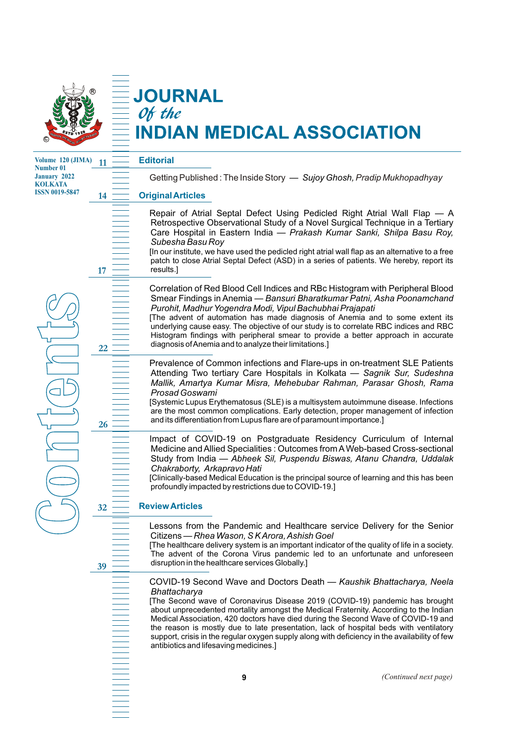# JOURNAL *Of the* INDIAN MEDICAL ASSOCIATION

Volume 120 (JIMA)
Number 01
January 2022
KOLKATA
ISSN 0019-5847

# Contents

## Editorial

**11** Getting Published : The Inside Story — *Sujoy Ghosh, Pradip Mukhopadhyay*

## Original Articles

**14** Repair of Atrial Septal Defect Using Pedicled Right Atrial Wall Flap — A Retrospective Observational Study of a Novel Surgical Technique in a Tertiary Care Hospital in Eastern India — *Prakash Kumar Sanki, Shilpa Basu Roy, Subesha Basu Roy*

[In our institute, we have used the pedicled right atrial wall flap as an alternative to a free patch to close Atrial Septal Defect (ASD) in a series of patients. We hereby, report its results.]

**17** Correlation of Red Blood Cell Indices and RBc Histogram with Peripheral Blood Smear Findings in Anemia — *Bansuri Bharatkumar Patni, Asha Poonamchand Purohit, Madhur Yogendra Modi, Vipul Bachubhai Prajapati*

[The advent of automation has made diagnosis of Anemia and to some extent its underlying cause easy. The objective of our study is to correlate RBC indices and RBC Histogram findings with peripheral smear to provide a better approach in accurate diagnosis of Anemia and to analyze their limitations.]

**22** Prevalence of Common infections and Flare-ups in on-treatment SLE Patients Attending Two tertiary Care Hospitals in Kolkata — *Sagnik Sur, Sudeshna Mallik, Amartya Kumar Misra, Mehebubar Rahman, Parasar Ghosh, Rama Prosad Goswami*

[Systemic Lupus Erythematosus (SLE) is a multisystem autoimmune disease. Infections are the most common complications. Early detection, proper management of infection and its differentiation from Lupus flare are of paramount importance.]

**26** Impact of COVID-19 on Postgraduate Residency Curriculum of Internal Medicine and Allied Specialities : Outcomes from A Web-based Cross-sectional Study from India — *Abheek Sil, Puspendu Biswas, Atanu Chandra, Uddalak Chakraborty, Arkapravo Hati*

[Clinically-based Medical Education is the principal source of learning and this has been profoundly impacted by restrictions due to COVID-19.]

## Review Articles

**32** Lessons from the Pandemic and Healthcare service Delivery for the Senior Citizens — *Rhea Wason, S K Arora, Ashish Goel*

[The healthcare delivery system is an important indicator of the quality of life in a society. The advent of the Corona Virus pandemic led to an unfortunate and unforeseen disruption in the healthcare services Globally.]

**39** COVID-19 Second Wave and Doctors Death — *Kaushik Bhattacharya, Neela Bhattacharya*

[The Second wave of Coronavirus Disease 2019 (COVID-19) pandemic has brought about unprecedented mortality amongst the Medical Fraternity. According to the Indian Medical Association, 420 doctors have died during the Second Wave of COVID-19 and the reason is mostly due to late presentation, lack of hospital beds with ventilatory support, crisis in the regular oxygen supply along with deficiency in the availability of few antibiotics and lifesaving medicines.]

*(Continued next page)*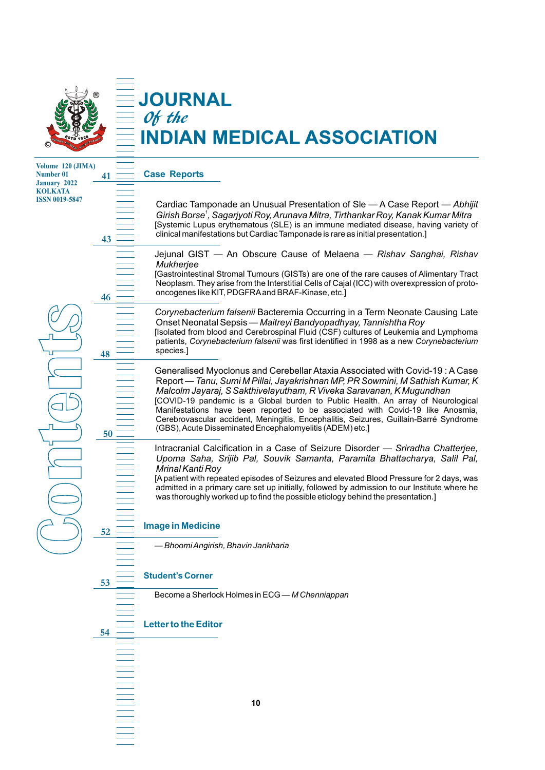# JOURNAL Of the INDIAN MEDICAL ASSOCIATION

Volume 120 (JIMA)
Number 01
January 2022
KOLKATA
ISSN 0019-5847

# Contents

## Case Reports

41 — Cardiac Tamponade an Unusual Presentation of Sle — A Case Report — *Abhijit Girish Borse[1], Sagarjyoti Roy, Arunava Mitra, Tirthankar Roy, Kanak Kumar Mitra*
[Systemic Lupus erythematous (SLE) is an immune mediated disease, having variety of clinical manifestations but Cardiac Tamponade is rare as initial presentation.]

43 — Jejunal GIST — An Obscure Cause of Melaena — *Rishav Sanghai, Rishav Mukherjee*
[Gastrointestinal Stromal Tumours (GISTs) are one of the rare causes of Alimentary Tract Neoplasm. They arise from the Interstitial Cells of Cajal (ICC) with overexpression of proto-oncogenes like KIT, PDGFRA and BRAF-Kinase, etc.]

46 — *Corynebacterium falsenii* Bacteremia Occurring in a Term Neonate Causing Late Onset Neonatal Sepsis — *Maitreyi Bandyopadhyay, Tannishtha Roy*
[Isolated from blood and Cerebrospinal Fluid (CSF) cultures of Leukemia and Lymphoma patients, *Corynebacterium falsenii* was first identified in 1998 as a new *Corynebacterium* species.]

48 — Generalised Myoclonus and Cerebellar Ataxia Associated with Covid-19 : A Case Report — *Tanu, Sumi M Pillai, Jayakrishnan MP, PR Sowmini, M Sathish Kumar, K Malcolm Jayaraj, S Sakthivelayutham, R Viveka Saravanan, K Mugundhan*
[COVID-19 pandemic is a Global burden to Public Health. An array of Neurological Manifestations have been reported to be associated with Covid-19 like Anosmia, Cerebrovascular accident, Meningitis, Encephalitis, Seizures, Guillain-Barré Syndrome (GBS), Acute Disseminated Encephalomyelitis (ADEM) etc.]

50 — Intracranial Calcification in a Case of Seizure Disorder — *Sriradha Chatterjee, Upoma Saha, Srijib Pal, Souvik Samanta, Paramita Bhattacharya, Salil Pal, Mrinal Kanti Roy*
[A patient with repeated episodes of Seizures and elevated Blood Pressure for 2 days, was admitted in a primary care set up initially, followed by admission to our Institute where he was thoroughly worked up to find the possible etiology behind the presentation.]

## Image in Medicine

52 — — *Bhoomi Angirish, Bhavin Jankharia*

## Student's Corner

53 — Become a Sherlock Holmes in ECG — *M Chenniappan*

## Letter to the Editor

54